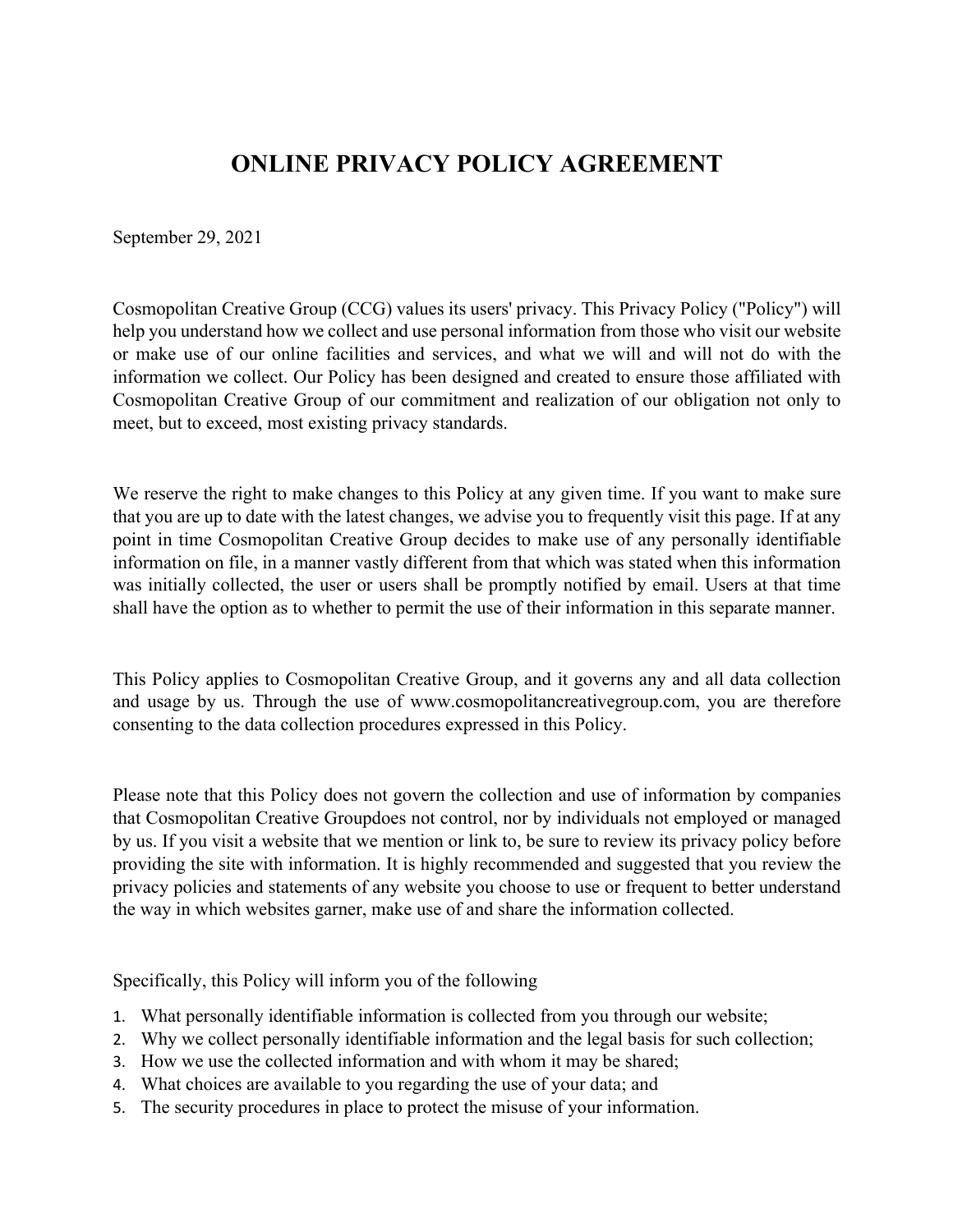# ONLINE PRIVACY POLICY AGREEMENT

September 29, 2021

Cosmopolitan Creative Group (CCG) values its users' privacy. This Privacy Policy ("Policy") will help you understand how we collect and use personal information from those who visit our website or make use of our online facilities and services, and what we will and will not do with the information we collect. Our Policy has been designed and created to ensure those affiliated with Cosmopolitan Creative Group of our commitment and realization of our obligation not only to meet, but to exceed, most existing privacy standards.

We reserve the right to make changes to this Policy at any given time. If you want to make sure that you are up to date with the latest changes, we advise you to frequently visit this page. If at any point in time Cosmopolitan Creative Group decides to make use of any personally identifiable information on file, in a manner vastly different from that which was stated when this information was initially collected, the user or users shall be promptly notified by email. Users at that time shall have the option as to whether to permit the use of their information in this separate manner.

This Policy applies to Cosmopolitan Creative Group, and it governs any and all data collection and usage by us. Through the use of www.cosmopolitancreativegroup.com, you are therefore consenting to the data collection procedures expressed in this Policy.

Please note that this Policy does not govern the collection and use of information by companies that Cosmopolitan Creative Groupdoes not control, nor by individuals not employed or managed by us. If you visit a website that we mention or link to, be sure to review its privacy policy before providing the site with information. It is highly recommended and suggested that you review the privacy policies and statements of any website you choose to use or frequent to better understand the way in which websites garner, make use of and share the information collected.

Specifically, this Policy will inform you of the following

1. What personally identifiable information is collected from you through our website;
2. Why we collect personally identifiable information and the legal basis for such collection;
3. How we use the collected information and with whom it may be shared;
4. What choices are available to you regarding the use of your data; and
5. The security procedures in place to protect the misuse of your information.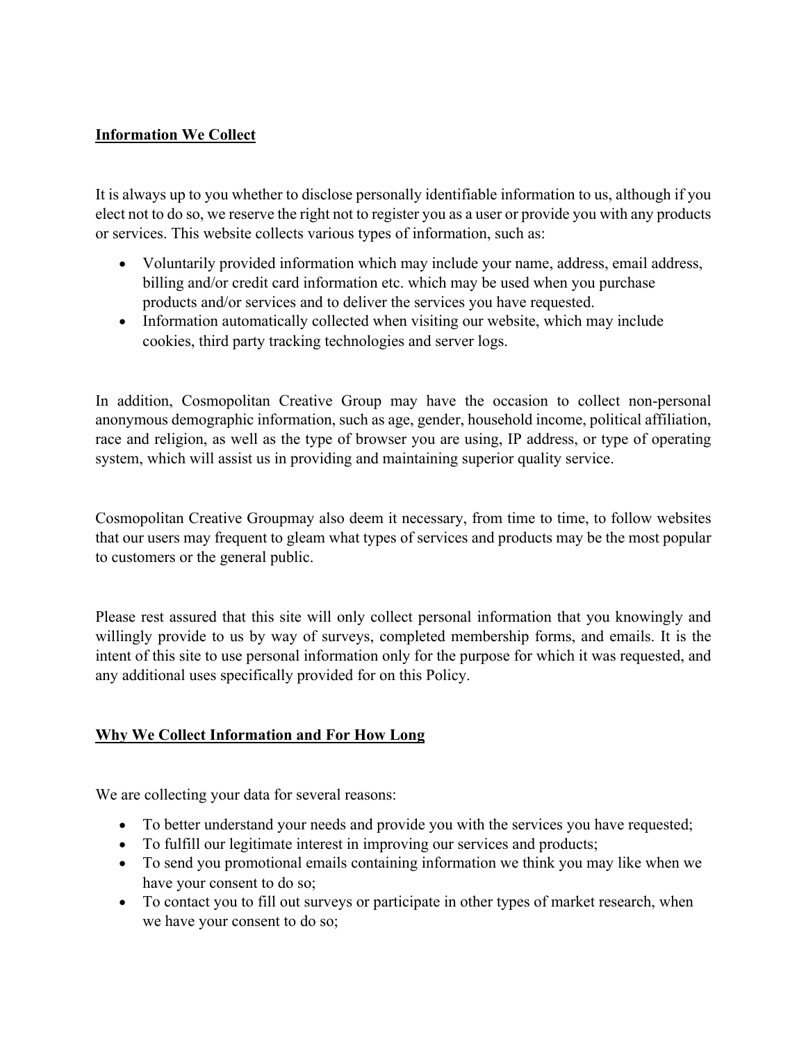## Information We Collect

It is always up to you whether to disclose personally identifiable information to us, although if you elect not to do so, we reserve the right not to register you as a user or provide you with any products or services. This website collects various types of information, such as:

- Voluntarily provided information which may include your name, address, email address, billing and/or credit card information etc. which may be used when you purchase products and/or services and to deliver the services you have requested.
- Information automatically collected when visiting our website, which may include cookies, third party tracking technologies and server logs.

In addition, Cosmopolitan Creative Group may have the occasion to collect non-personal anonymous demographic information, such as age, gender, household income, political affiliation, race and religion, as well as the type of browser you are using, IP address, or type of operating system, which will assist us in providing and maintaining superior quality service.

Cosmopolitan Creative Groupmay also deem it necessary, from time to time, to follow websites that our users may frequent to gleam what types of services and products may be the most popular to customers or the general public.

Please rest assured that this site will only collect personal information that you knowingly and willingly provide to us by way of surveys, completed membership forms, and emails. It is the intent of this site to use personal information only for the purpose for which it was requested, and any additional uses specifically provided for on this Policy.

## Why We Collect Information and For How Long

We are collecting your data for several reasons:

- To better understand your needs and provide you with the services you have requested;
- To fulfill our legitimate interest in improving our services and products;
- To send you promotional emails containing information we think you may like when we have your consent to do so;
- To contact you to fill out surveys or participate in other types of market research, when we have your consent to do so;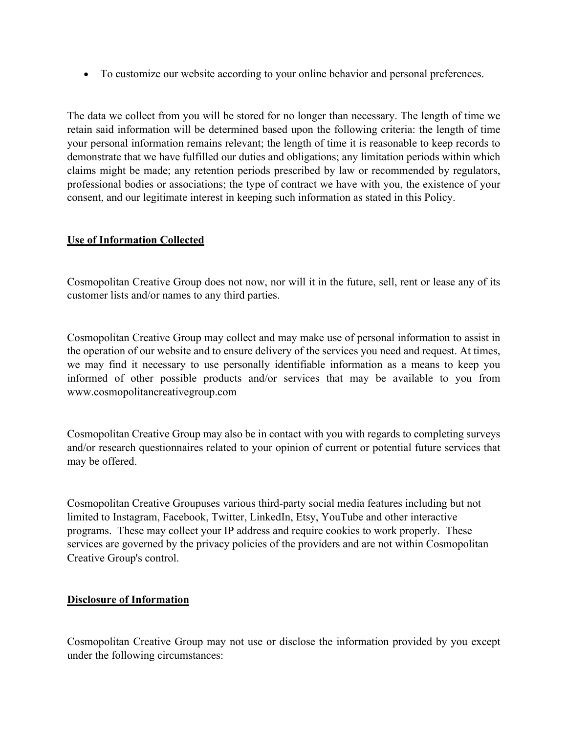- To customize our website according to your online behavior and personal preferences.

The data we collect from you will be stored for no longer than necessary. The length of time we retain said information will be determined based upon the following criteria: the length of time your personal information remains relevant; the length of time it is reasonable to keep records to demonstrate that we have fulfilled our duties and obligations; any limitation periods within which claims might be made; any retention periods prescribed by law or recommended by regulators, professional bodies or associations; the type of contract we have with you, the existence of your consent, and our legitimate interest in keeping such information as stated in this Policy.

**Use of Information Collected**

Cosmopolitan Creative Group does not now, nor will it in the future, sell, rent or lease any of its customer lists and/or names to any third parties.

Cosmopolitan Creative Group may collect and may make use of personal information to assist in the operation of our website and to ensure delivery of the services you need and request. At times, we may find it necessary to use personally identifiable information as a means to keep you informed of other possible products and/or services that may be available to you from www.cosmopolitancreativegroup.com

Cosmopolitan Creative Group may also be in contact with you with regards to completing surveys and/or research questionnaires related to your opinion of current or potential future services that may be offered.

Cosmopolitan Creative Groupuses various third-party social media features including but not limited to Instagram, Facebook, Twitter, LinkedIn, Etsy, YouTube and other interactive programs. These may collect your IP address and require cookies to work properly. These services are governed by the privacy policies of the providers and are not within Cosmopolitan Creative Group's control.

**Disclosure of Information**

Cosmopolitan Creative Group may not use or disclose the information provided by you except under the following circumstances: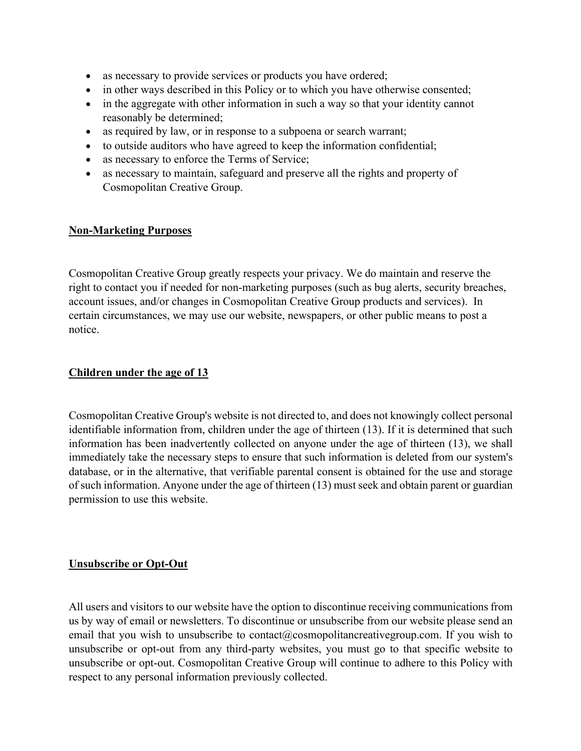- as necessary to provide services or products you have ordered;
- in other ways described in this Policy or to which you have otherwise consented;
- in the aggregate with other information in such a way so that your identity cannot reasonably be determined;
- as required by law, or in response to a subpoena or search warrant;
- to outside auditors who have agreed to keep the information confidential;
- as necessary to enforce the Terms of Service;
- as necessary to maintain, safeguard and preserve all the rights and property of Cosmopolitan Creative Group.

**Non-Marketing Purposes**

Cosmopolitan Creative Group greatly respects your privacy. We do maintain and reserve the right to contact you if needed for non-marketing purposes (such as bug alerts, security breaches, account issues, and/or changes in Cosmopolitan Creative Group products and services). In certain circumstances, we may use our website, newspapers, or other public means to post a notice.

**Children under the age of 13**

Cosmopolitan Creative Group's website is not directed to, and does not knowingly collect personal identifiable information from, children under the age of thirteen (13). If it is determined that such information has been inadvertently collected on anyone under the age of thirteen (13), we shall immediately take the necessary steps to ensure that such information is deleted from our system's database, or in the alternative, that verifiable parental consent is obtained for the use and storage of such information. Anyone under the age of thirteen (13) must seek and obtain parent or guardian permission to use this website.

**Unsubscribe or Opt-Out**

All users and visitors to our website have the option to discontinue receiving communications from us by way of email or newsletters. To discontinue or unsubscribe from our website please send an email that you wish to unsubscribe to contact@cosmopolitancreativegroup.com. If you wish to unsubscribe or opt-out from any third-party websites, you must go to that specific website to unsubscribe or opt-out. Cosmopolitan Creative Group will continue to adhere to this Policy with respect to any personal information previously collected.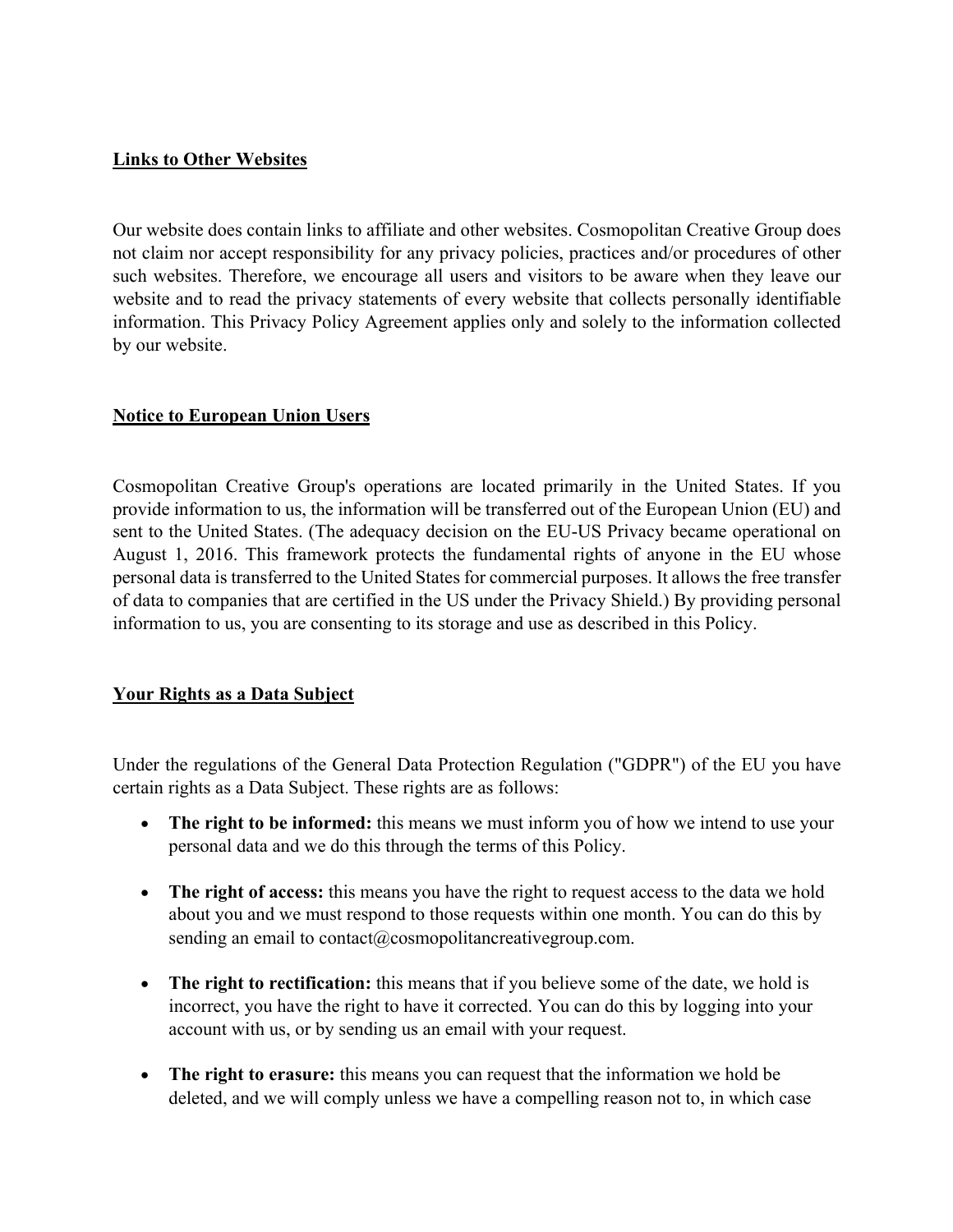**Links to Other Websites**

Our website does contain links to affiliate and other websites. Cosmopolitan Creative Group does not claim nor accept responsibility for any privacy policies, practices and/or procedures of other such websites. Therefore, we encourage all users and visitors to be aware when they leave our website and to read the privacy statements of every website that collects personally identifiable information. This Privacy Policy Agreement applies only and solely to the information collected by our website.

**Notice to European Union Users**

Cosmopolitan Creative Group's operations are located primarily in the United States. If you provide information to us, the information will be transferred out of the European Union (EU) and sent to the United States. (The adequacy decision on the EU-US Privacy became operational on August 1, 2016. This framework protects the fundamental rights of anyone in the EU whose personal data is transferred to the United States for commercial purposes. It allows the free transfer of data to companies that are certified in the US under the Privacy Shield.) By providing personal information to us, you are consenting to its storage and use as described in this Policy.

**Your Rights as a Data Subject**

Under the regulations of the General Data Protection Regulation ("GDPR") of the EU you have certain rights as a Data Subject. These rights are as follows:

- **The right to be informed:** this means we must inform you of how we intend to use your personal data and we do this through the terms of this Policy.
- **The right of access:** this means you have the right to request access to the data we hold about you and we must respond to those requests within one month. You can do this by sending an email to contact@cosmopolitancreativegroup.com.
- **The right to rectification:** this means that if you believe some of the date, we hold is incorrect, you have the right to have it corrected. You can do this by logging into your account with us, or by sending us an email with your request.
- **The right to erasure:** this means you can request that the information we hold be deleted, and we will comply unless we have a compelling reason not to, in which case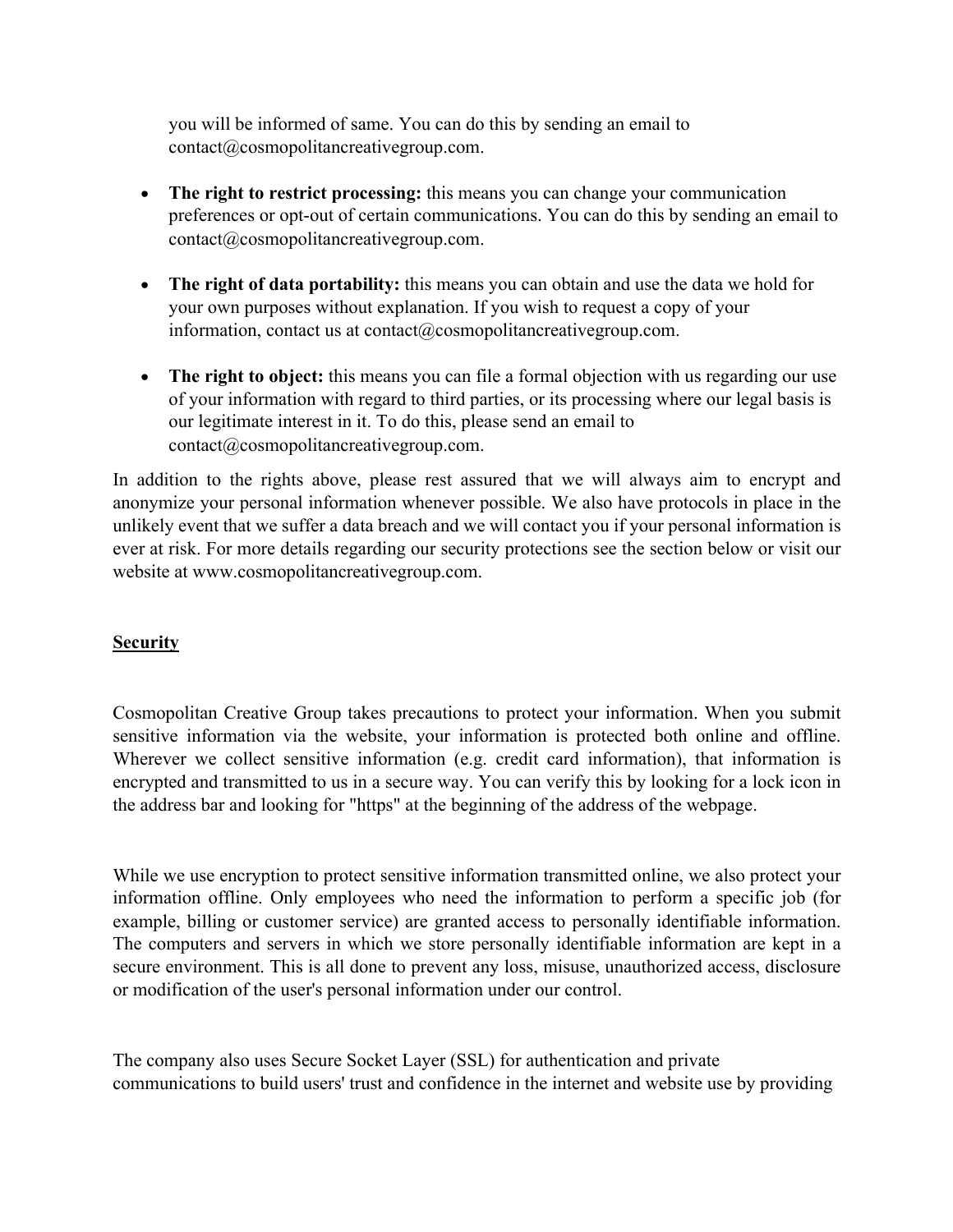you will be informed of same. You can do this by sending an email to contact@cosmopolitancreativegroup.com.

- **The right to restrict processing:** this means you can change your communication preferences or opt-out of certain communications. You can do this by sending an email to contact@cosmopolitancreativegroup.com.
- **The right of data portability:** this means you can obtain and use the data we hold for your own purposes without explanation. If you wish to request a copy of your information, contact us at contact@cosmopolitancreativegroup.com.
- **The right to object:** this means you can file a formal objection with us regarding our use of your information with regard to third parties, or its processing where our legal basis is our legitimate interest in it. To do this, please send an email to contact@cosmopolitancreativegroup.com.

In addition to the rights above, please rest assured that we will always aim to encrypt and anonymize your personal information whenever possible. We also have protocols in place in the unlikely event that we suffer a data breach and we will contact you if your personal information is ever at risk. For more details regarding our security protections see the section below or visit our website at www.cosmopolitancreativegroup.com.

## Security

Cosmopolitan Creative Group takes precautions to protect your information. When you submit sensitive information via the website, your information is protected both online and offline. Wherever we collect sensitive information (e.g. credit card information), that information is encrypted and transmitted to us in a secure way. You can verify this by looking for a lock icon in the address bar and looking for "https" at the beginning of the address of the webpage.

While we use encryption to protect sensitive information transmitted online, we also protect your information offline. Only employees who need the information to perform a specific job (for example, billing or customer service) are granted access to personally identifiable information. The computers and servers in which we store personally identifiable information are kept in a secure environment. This is all done to prevent any loss, misuse, unauthorized access, disclosure or modification of the user's personal information under our control.

The company also uses Secure Socket Layer (SSL) for authentication and private communications to build users' trust and confidence in the internet and website use by providing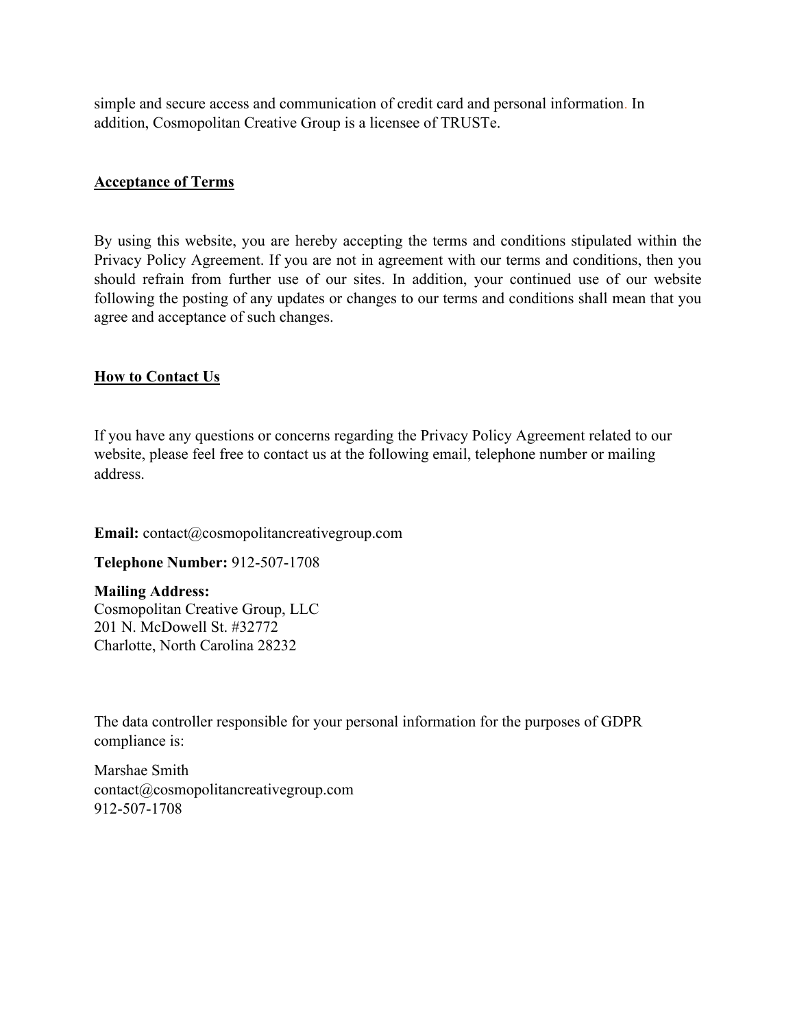simple and secure access and communication of credit card and personal information. In addition, Cosmopolitan Creative Group is a licensee of TRUSTe.

## **Acceptance of Terms**

By using this website, you are hereby accepting the terms and conditions stipulated within the Privacy Policy Agreement. If you are not in agreement with our terms and conditions, then you should refrain from further use of our sites. In addition, your continued use of our website following the posting of any updates or changes to our terms and conditions shall mean that you agree and acceptance of such changes.

## **How to Contact Us**

If you have any questions or concerns regarding the Privacy Policy Agreement related to our website, please feel free to contact us at the following email, telephone number or mailing address.

**Email:** contact@cosmopolitancreativegroup.com

**Telephone Number:** 912-507-1708

**Mailing Address:**
Cosmopolitan Creative Group, LLC
201 N. McDowell St. #32772
Charlotte, North Carolina 28232

The data controller responsible for your personal information for the purposes of GDPR compliance is:

Marshae Smith
contact@cosmopolitancreativegroup.com
912-507-1708